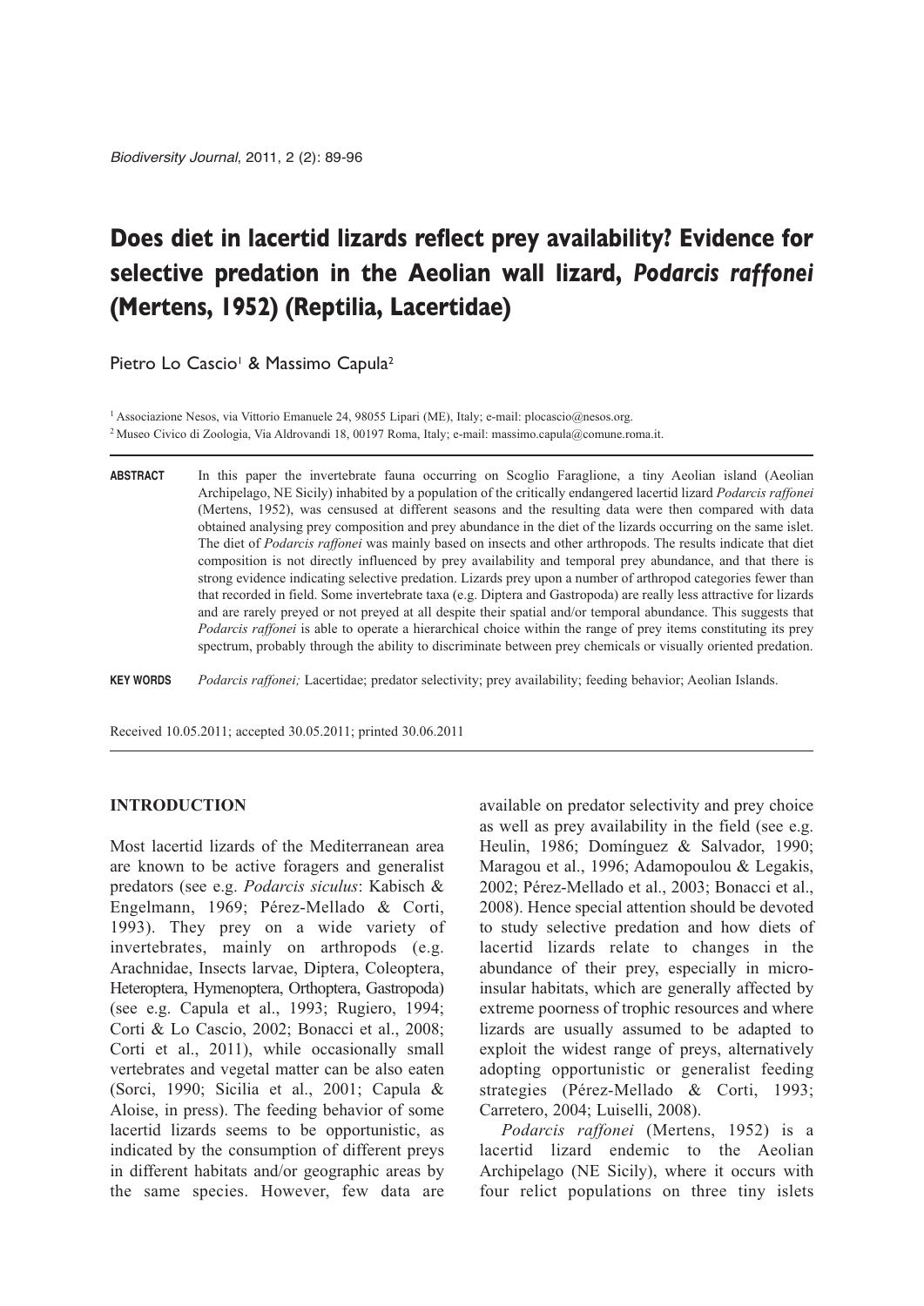# Does diet in lacertid lizards reflect prey availability? Evidence for selective predation in the Aeolian wall lizard, *Podarcis raffonei* (Mertens, 1952) (Reptilia, Lacertidae)

Pietro Lo Cascio[1] & Massimo Capula[2]

[1] Associazione Nesos, via Vittorio Emanuele 24, 98055 Lipari (ME), Italy; e-mail: plocascio@nesos.org.
[2] Museo Civico di Zoologia, Via Aldrovandi 18, 00197 Roma, Italy; e-mail: massimo.capula@comune.roma.it.

**ABSTRACT** In this paper the invertebrate fauna occurring on Scoglio Faraglione, a tiny Aeolian island (Aeolian Archipelago, NE Sicily) inhabited by a population of the critically endangered lacertid lizard *Podarcis raffonei* (Mertens, 1952), was censused at different seasons and the resulting data were then compared with data obtained analysing prey composition and prey abundance in the diet of the lizards occurring on the same islet. The diet of *Podarcis raffonei* was mainly based on insects and other arthropods. The results indicate that diet composition is not directly influenced by prey availability and temporal prey abundance, and that there is strong evidence indicating selective predation. Lizards prey upon a number of arthropod categories fewer than that recorded in field. Some invertebrate taxa (e.g. Diptera and Gastropoda) are really less attractive for lizards and are rarely preyed or not preyed at all despite their spatial and/or temporal abundance. This suggests that *Podarcis raffonei* is able to operate a hierarchical choice within the range of prey items constituting its prey spectrum, probably through the ability to discriminate between prey chemicals or visually oriented predation.

**KEY WORDS** *Podarcis raffonei;* Lacertidae; predator selectivity; prey availability; feeding behavior; Aeolian Islands.

Received 10.05.2011; accepted 30.05.2011; printed 30.06.2011

## INTRODUCTION

Most lacertid lizards of the Mediterranean area are known to be active foragers and generalist predators (see e.g. *Podarcis siculus*: Kabisch & Engelmann, 1969; Pérez-Mellado & Corti, 1993). They prey on a wide variety of invertebrates, mainly on arthropods (e.g. Arachnidae, Insects larvae, Diptera, Coleoptera, Heteroptera, Hymenoptera, Orthoptera, Gastropoda) (see e.g. Capula et al., 1993; Rugiero, 1994; Corti & Lo Cascio, 2002; Bonacci et al., 2008; Corti et al., 2011), while occasionally small vertebrates and vegetal matter can be also eaten (Sorci, 1990; Sicilia et al., 2001; Capula & Aloise, in press). The feeding behavior of some lacertid lizards seems to be opportunistic, as indicated by the consumption of different preys in different habitats and/or geographic areas by the same species. However, few data are available on predator selectivity and prey choice as well as prey availability in the field (see e.g. Heulin, 1986; Domínguez & Salvador, 1990; Maragou et al., 1996; Adamopoulou & Legakis, 2002; Pérez-Mellado et al., 2003; Bonacci et al., 2008). Hence special attention should be devoted to study selective predation and how diets of lacertid lizards relate to changes in the abundance of their prey, especially in micro-insular habitats, which are generally affected by extreme poorness of trophic resources and where lizards are usually assumed to be adapted to exploit the widest range of preys, alternatively adopting opportunistic or generalist feeding strategies (Pérez-Mellado & Corti, 1993; Carretero, 2004; Luiselli, 2008).

*Podarcis raffonei* (Mertens, 1952) is a lacertid lizard endemic to the Aeolian Archipelago (NE Sicily), where it occurs with four relict populations on three tiny islets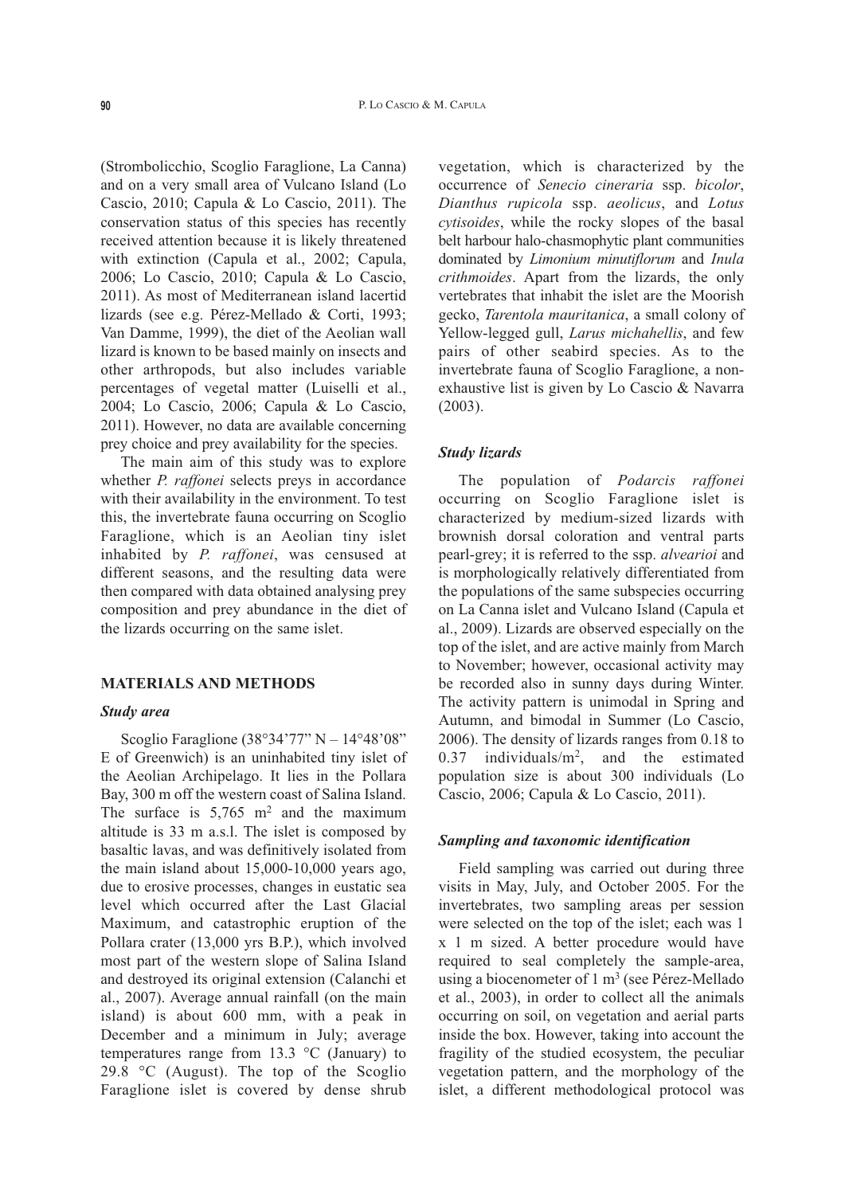(Strombolicchio, Scoglio Faraglione, La Canna) and on a very small area of Vulcano Island (Lo Cascio, 2010; Capula & Lo Cascio, 2011). The conservation status of this species has recently received attention because it is likely threatened with extinction (Capula et al., 2002; Capula, 2006; Lo Cascio, 2010; Capula & Lo Cascio, 2011). As most of Mediterranean island lacertid lizards (see e.g. Pérez-Mellado & Corti, 1993; Van Damme, 1999), the diet of the Aeolian wall lizard is known to be based mainly on insects and other arthropods, but also includes variable percentages of vegetal matter (Luiselli et al., 2004; Lo Cascio, 2006; Capula & Lo Cascio, 2011). However, no data are available concerning prey choice and prey availability for the species.

The main aim of this study was to explore whether *P. raffonei* selects preys in accordance with their availability in the environment. To test this, the invertebrate fauna occurring on Scoglio Faraglione, which is an Aeolian tiny islet inhabited by *P. raffonei*, was censused at different seasons, and the resulting data were then compared with data obtained analysing prey composition and prey abundance in the diet of the lizards occurring on the same islet.

## MATERIALS AND METHODS

### *Study area*

Scoglio Faraglione (38°34'77" N – 14°48'08" E of Greenwich) is an uninhabited tiny islet of the Aeolian Archipelago. It lies in the Pollara Bay, 300 m off the western coast of Salina Island. The surface is 5,765 $m^2$ and the maximum altitude is 33 m a.s.l. The islet is composed by basaltic lavas, and was definitively isolated from the main island about 15,000-10,000 years ago, due to erosive processes, changes in eustatic sea level which occurred after the Last Glacial Maximum, and catastrophic eruption of the Pollara crater (13,000 yrs B.P.), which involved most part of the western slope of Salina Island and destroyed its original extension (Calanchi et al., 2007). Average annual rainfall (on the main island) is about 600 mm, with a peak in December and a minimum in July; average temperatures range from 13.3 °C (January) to 29.8 °C (August). The top of the Scoglio Faraglione islet is covered by dense shrub vegetation, which is characterized by the occurrence of *Senecio cineraria* ssp. *bicolor*, *Dianthus rupicola* ssp. *aeolicus*, and *Lotus cytisoides*, while the rocky slopes of the basal belt harbour halo-chasmophytic plant communities dominated by *Limonium minutiflorum* and *Inula crithmoides*. Apart from the lizards, the only vertebrates that inhabit the islet are the Moorish gecko, *Tarentola mauritanica*, a small colony of Yellow-legged gull, *Larus michahellis*, and few pairs of other seabird species. As to the invertebrate fauna of Scoglio Faraglione, a non-exhaustive list is given by Lo Cascio & Navarra (2003).

### *Study lizards*

The population of *Podarcis raffonei* occurring on Scoglio Faraglione islet is characterized by medium-sized lizards with brownish dorsal coloration and ventral parts pearl-grey; it is referred to the ssp. *alvearioi* and is morphologically relatively differentiated from the populations of the same subspecies occurring on La Canna islet and Vulcano Island (Capula et al., 2009). Lizards are observed especially on the top of the islet, and are active mainly from March to November; however, occasional activity may be recorded also in sunny days during Winter. The activity pattern is unimodal in Spring and Autumn, and bimodal in Summer (Lo Cascio, 2006). The density of lizards ranges from 0.18 to 0.37 individuals/$m^2$, and the estimated population size is about 300 individuals (Lo Cascio, 2006; Capula & Lo Cascio, 2011).

### *Sampling and taxonomic identification*

Field sampling was carried out during three visits in May, July, and October 2005. For the invertebrates, two sampling areas per session were selected on the top of the islet; each was 1 x 1 m sized. A better procedure would have required to seal completely the sample-area, using a biocenometer of 1 $m^3$ (see Pérez-Mellado et al., 2003), in order to collect all the animals occurring on soil, on vegetation and aerial parts inside the box. However, taking into account the fragility of the studied ecosystem, the peculiar vegetation pattern, and the morphology of the islet, a different methodological protocol was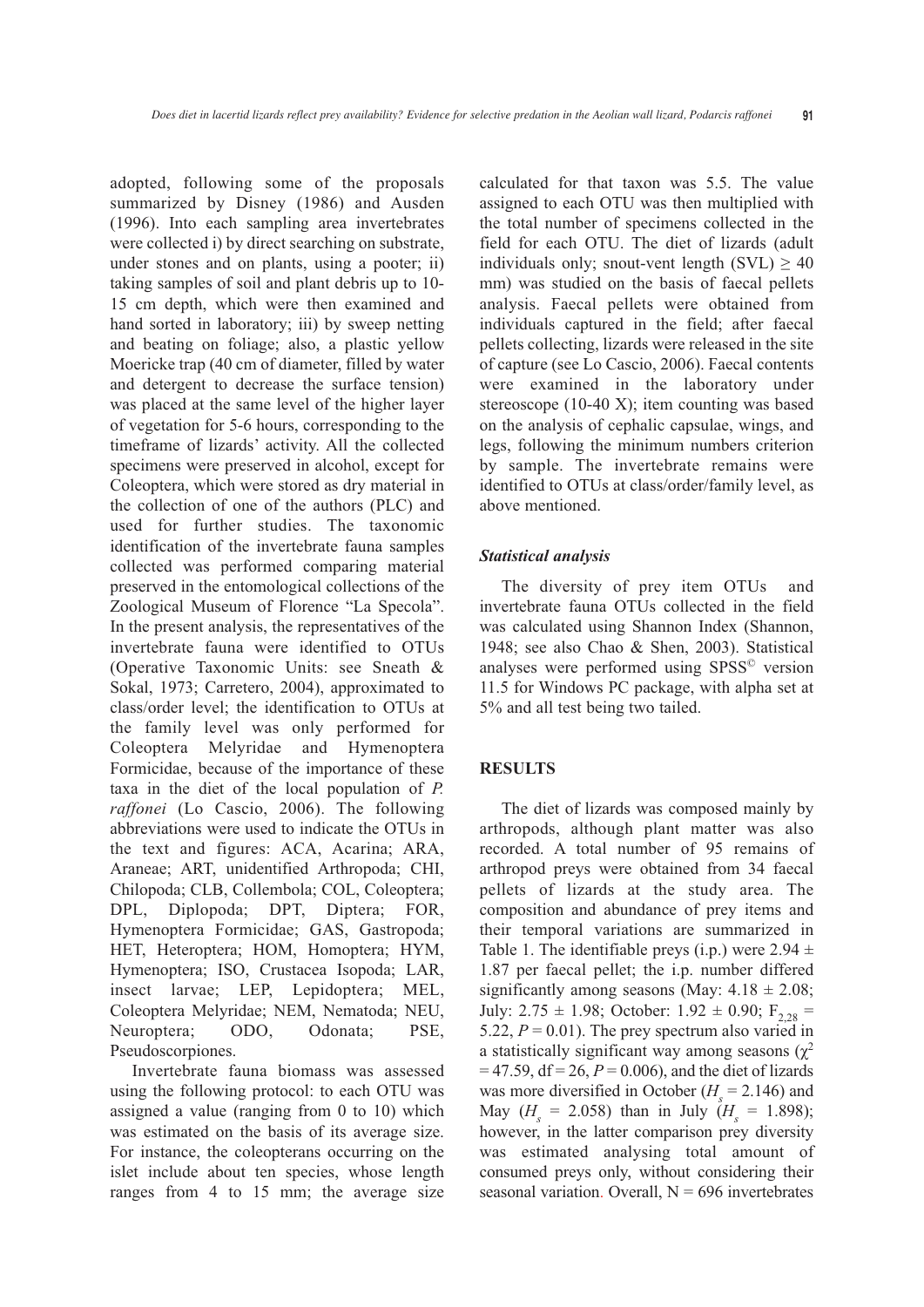adopted, following some of the proposals summarized by Disney (1986) and Ausden (1996). Into each sampling area invertebrates were collected i) by direct searching on substrate, under stones and on plants, using a pooter; ii) taking samples of soil and plant debris up to 10-15 cm depth, which were then examined and hand sorted in laboratory; iii) by sweep netting and beating on foliage; also, a plastic yellow Moericke trap (40 cm of diameter, filled by water and detergent to decrease the surface tension) was placed at the same level of the higher layer of vegetation for 5-6 hours, corresponding to the timeframe of lizards' activity. All the collected specimens were preserved in alcohol, except for Coleoptera, which were stored as dry material in the collection of one of the authors (PLC) and used for further studies. The taxonomic identification of the invertebrate fauna samples collected was performed comparing material preserved in the entomological collections of the Zoological Museum of Florence "La Specola". In the present analysis, the representatives of the invertebrate fauna were identified to OTUs (Operative Taxonomic Units: see Sneath & Sokal, 1973; Carretero, 2004), approximated to class/order level; the identification to OTUs at the family level was only performed for Coleoptera Melyridae and Hymenoptera Formicidae, because of the importance of these taxa in the diet of the local population of *P. raffonei* (Lo Cascio, 2006). The following abbreviations were used to indicate the OTUs in the text and figures: ACA, Acarina; ARA, Araneae; ART, unidentified Arthropoda; CHI, Chilopoda; CLB, Collembola; COL, Coleoptera; DPL, Diplopoda; DPT, Diptera; FOR, Hymenoptera Formicidae; GAS, Gastropoda; HET, Heteroptera; HOM, Homoptera; HYM, Hymenoptera; ISO, Crustacea Isopoda; LAR, insect larvae; LEP, Lepidoptera; MEL, Coleoptera Melyridae; NEM, Nematoda; NEU, Neuroptera; ODO, Odonata; PSE, Pseudoscorpiones.

Invertebrate fauna biomass was assessed using the following protocol: to each OTU was assigned a value (ranging from 0 to 10) which was estimated on the basis of its average size. For instance, the coleopterans occurring on the islet include about ten species, whose length ranges from 4 to 15 mm; the average size calculated for that taxon was 5.5. The value assigned to each OTU was then multiplied with the total number of specimens collected in the field for each OTU. The diet of lizards (adult individuals only; snout-vent length (SVL) $\geq$ 40 mm) was studied on the basis of faecal pellets analysis. Faecal pellets were obtained from individuals captured in the field; after faecal pellets collecting, lizards were released in the site of capture (see Lo Cascio, 2006). Faecal contents were examined in the laboratory under stereoscope (10-40 X); item counting was based on the analysis of cephalic capsulae, wings, and legs, following the minimum numbers criterion by sample. The invertebrate remains were identified to OTUs at class/order/family level, as above mentioned.

### *Statistical analysis*

The diversity of prey item OTUs and invertebrate fauna OTUs collected in the field was calculated using Shannon Index (Shannon, 1948; see also Chao & Shen, 2003). Statistical analyses were performed using SPSS© version 11.5 for Windows PC package, with alpha set at 5% and all test being two tailed.

## RESULTS

The diet of lizards was composed mainly by arthropods, although plant matter was also recorded. A total number of 95 remains of arthropod preys were obtained from 34 faecal pellets of lizards at the study area. The composition and abundance of prey items and their temporal variations are summarized in Table 1. The identifiable preys (i.p.) were 2.94 ± 1.87 per faecal pellet; the i.p. number differed significantly among seasons (May: 4.18 ± 2.08; July: 2.75 ± 1.98; October: 1.92 ± 0.90; $F_{2,28}$ = 5.22, $P$ = 0.01). The prey spectrum also varied in a statistically significant way among seasons ($\chi^2$ = 47.59, df = 26, $P$ = 0.006), and the diet of lizards was more diversified in October ($H_s$ = 2.146) and May ($H_s$ = 2.058) than in July ($H_s$ = 1.898); however, in the latter comparison prey diversity was estimated analysing total amount of consumed preys only, without considering their seasonal variation. Overall, N = 696 invertebrates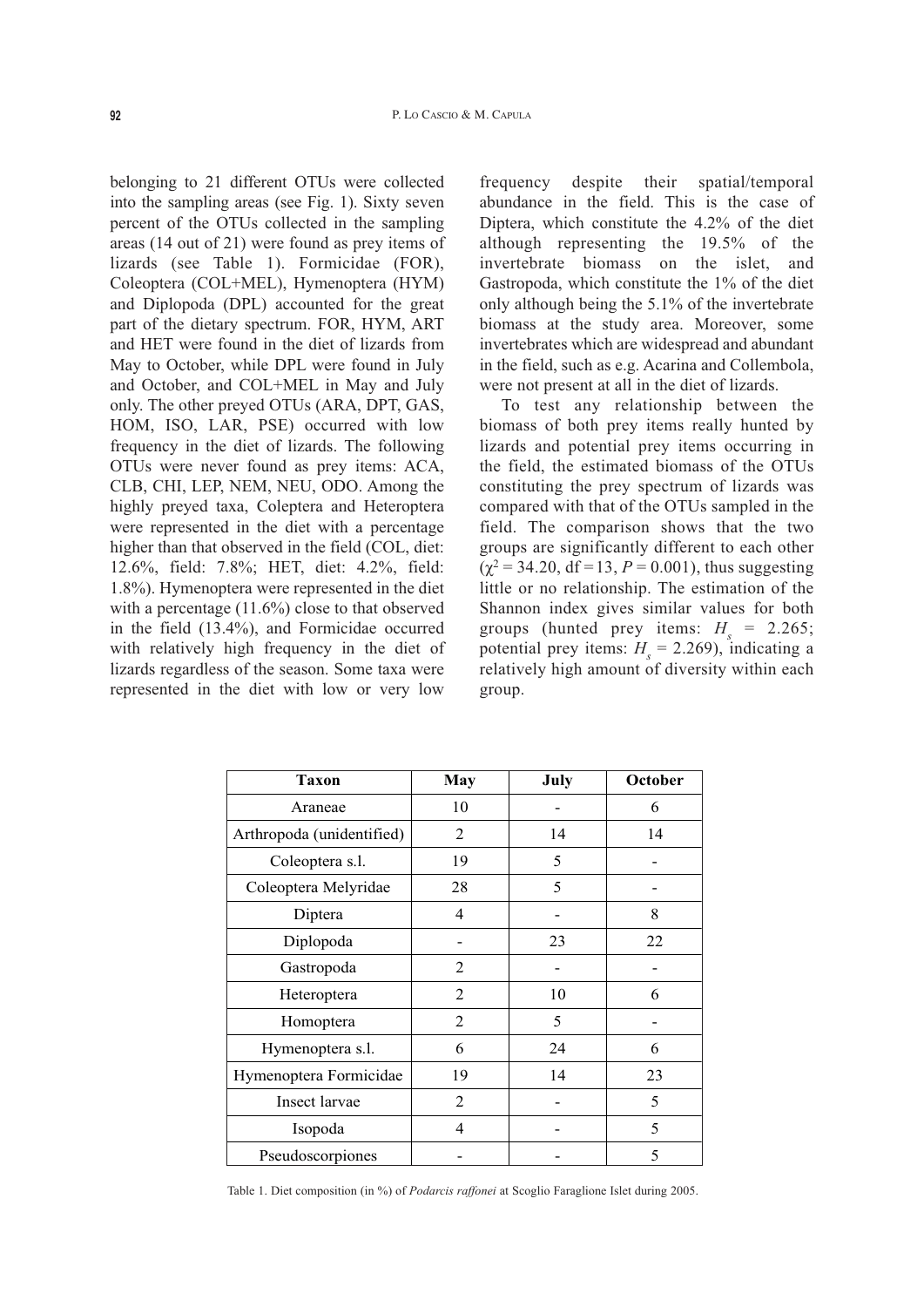belonging to 21 different OTUs were collected into the sampling areas (see Fig. 1). Sixty seven percent of the OTUs collected in the sampling areas (14 out of 21) were found as prey items of lizards (see Table 1). Formicidae (FOR), Coleoptera (COL+MEL), Hymenoptera (HYM) and Diplopoda (DPL) accounted for the great part of the dietary spectrum. FOR, HYM, ART and HET were found in the diet of lizards from May to October, while DPL were found in July and October, and COL+MEL in May and July only. The other preyed OTUs (ARA, DPT, GAS, HOM, ISO, LAR, PSE) occurred with low frequency in the diet of lizards. The following OTUs were never found as prey items: ACA, CLB, CHI, LEP, NEM, NEU, ODO. Among the highly preyed taxa, Coleptera and Heteroptera were represented in the diet with a percentage higher than that observed in the field (COL, diet: 12.6%, field: 7.8%; HET, diet: 4.2%, field: 1.8%). Hymenoptera were represented in the diet with a percentage (11.6%) close to that observed in the field (13.4%), and Formicidae occurred with relatively high frequency in the diet of lizards regardless of the season. Some taxa were represented in the diet with low or very low frequency despite their spatial/temporal abundance in the field. This is the case of Diptera, which constitute the 4.2% of the diet although representing the 19.5% of the invertebrate biomass on the islet, and Gastropoda, which constitute the 1% of the diet only although being the 5.1% of the invertebrate biomass at the study area. Moreover, some invertebrates which are widespread and abundant in the field, such as e.g. Acarina and Collembola, were not present at all in the diet of lizards.

To test any relationship between the biomass of both prey items really hunted by lizards and potential prey items occurring in the field, the estimated biomass of the OTUs constituting the prey spectrum of lizards was compared with that of the OTUs sampled in the field. The comparison shows that the two groups are significantly different to each other ($\chi^2 = 34.20$, df = 13, $P = 0.001$), thus suggesting little or no relationship. The estimation of the Shannon index gives similar values for both groups (hunted prey items: $H_s = 2.265$; potential prey items: $H_s = 2.269$), indicating a relatively high amount of diversity within each group.

| Taxon | May | July | October |
|---|---|---|---|
| Araneae | 10 | - | 6 |
| Arthropoda (unidentified) | 2 | 14 | 14 |
| Coleoptera s.l. | 19 | 5 | - |
| Coleoptera Melyridae | 28 | 5 | - |
| Diptera | 4 | - | 8 |
| Diplopoda | - | 23 | 22 |
| Gastropoda | 2 | - | - |
| Heteroptera | 2 | 10 | 6 |
| Homoptera | 2 | 5 | - |
| Hymenoptera s.l. | 6 | 24 | 6 |
| Hymenoptera Formicidae | 19 | 14 | 23 |
| Insect larvae | 2 | - | 5 |
| Isopoda | 4 | - | 5 |
| Pseudoscorpiones | - | - | 5 |

Table 1. Diet composition (in %) of *Podarcis raffonei* at Scoglio Faraglione Islet during 2005.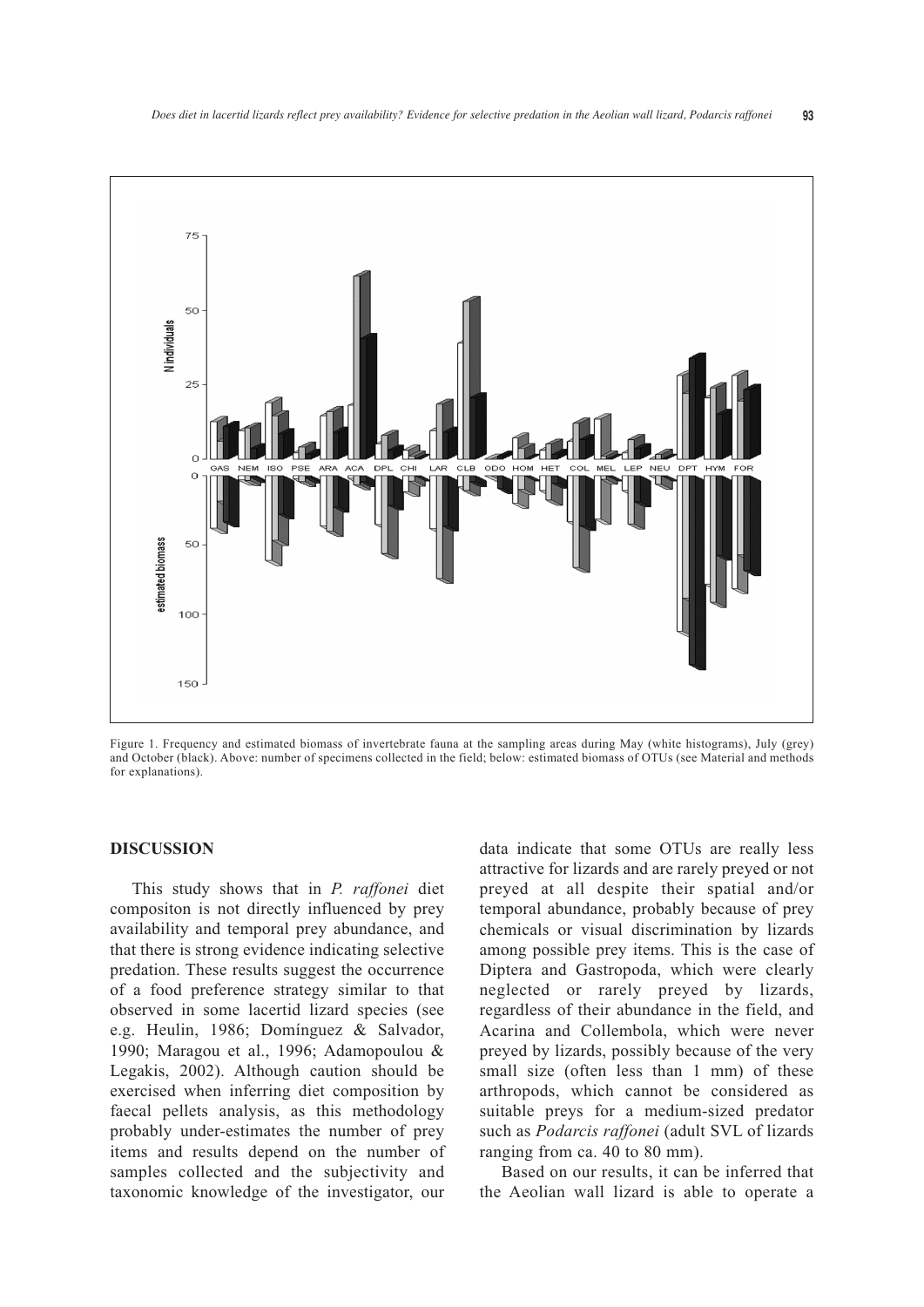Figure 1. Frequency and estimated biomass of invertebrate fauna at the sampling areas during May (white histograms), July (grey) and October (black). Above: number of specimens collected in the field; below: estimated biomass of OTUs (see Material and methods for explanations).

## DISCUSSION

This study shows that in *P. raffonei* diet compositon is not directly influenced by prey availability and temporal prey abundance, and that there is strong evidence indicating selective predation. These results suggest the occurrence of a food preference strategy similar to that observed in some lacertid lizard species (see e.g. Heulin, 1986; Domínguez & Salvador, 1990; Maragou et al., 1996; Adamopoulou & Legakis, 2002). Although caution should be exercised when inferring diet composition by faecal pellets analysis, as this methodology probably under-estimates the number of prey items and results depend on the number of samples collected and the subjectivity and taxonomic knowledge of the investigator, our data indicate that some OTUs are really less attractive for lizards and are rarely preyed or not preyed at all despite their spatial and/or temporal abundance, probably because of prey chemicals or visual discrimination by lizards among possible prey items. This is the case of Diptera and Gastropoda, which were clearly neglected or rarely preyed by lizards, regardless of their abundance in the field, and Acarina and Collembola, which were never preyed by lizards, possibly because of the very small size (often less than 1 mm) of these arthropods, which cannot be considered as suitable preys for a medium-sized predator such as *Podarcis raffonei* (adult SVL of lizards ranging from ca. 40 to 80 mm).

Based on our results, it can be inferred that the Aeolian wall lizard is able to operate a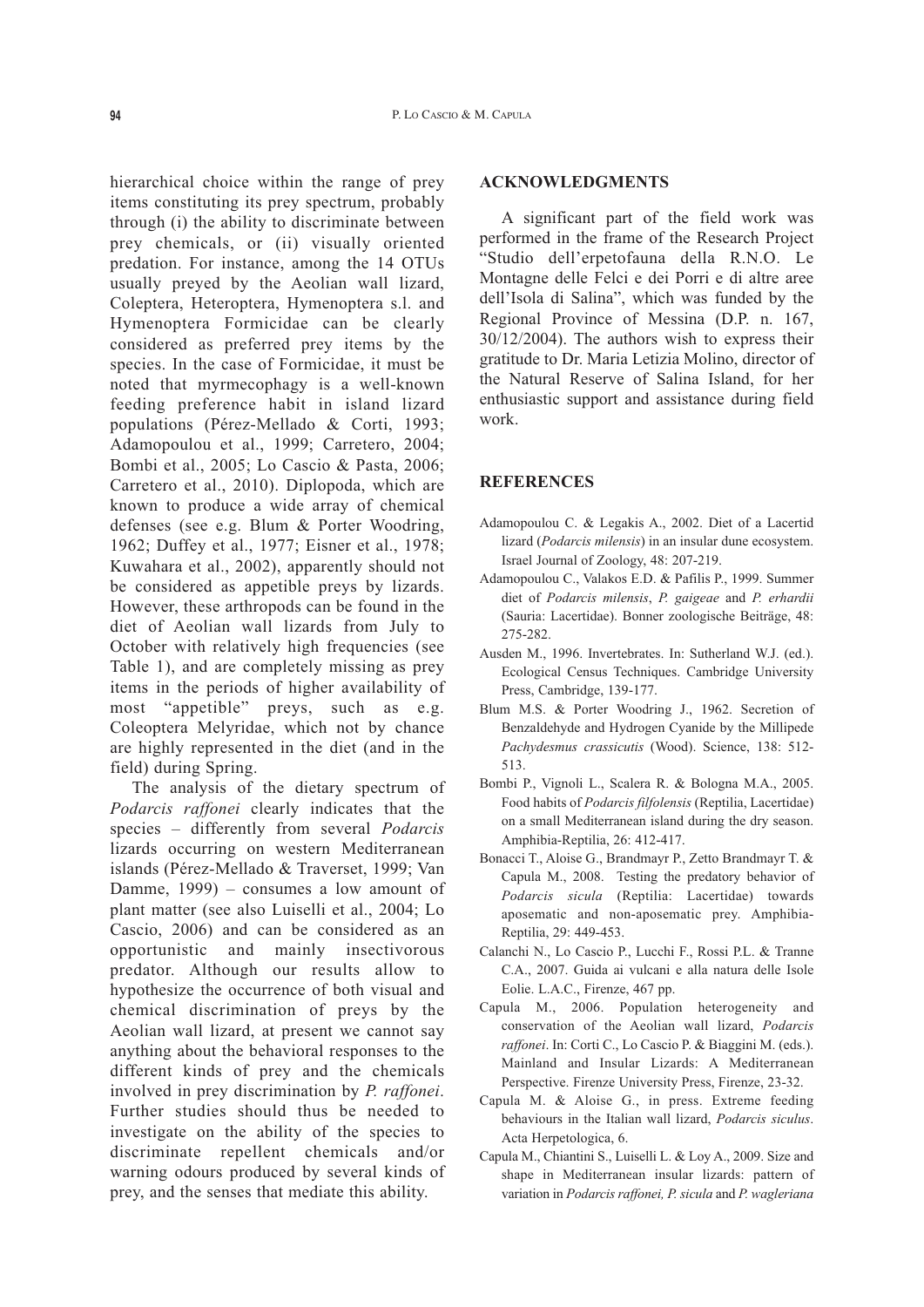hierarchical choice within the range of prey items constituting its prey spectrum, probably through (i) the ability to discriminate between prey chemicals, or (ii) visually oriented predation. For instance, among the 14 OTUs usually preyed by the Aeolian wall lizard, Coleptera, Heteroptera, Hymenoptera s.l. and Hymenoptera Formicidae can be clearly considered as preferred prey items by the species. In the case of Formicidae, it must be noted that myrmecophagy is a well-known feeding preference habit in island lizard populations (Pérez-Mellado & Corti, 1993; Adamopoulou et al., 1999; Carretero, 2004; Bombi et al., 2005; Lo Cascio & Pasta, 2006; Carretero et al., 2010). Diplopoda, which are known to produce a wide array of chemical defenses (see e.g. Blum & Porter Woodring, 1962; Duffey et al., 1977; Eisner et al., 1978; Kuwahara et al., 2002), apparently should not be considered as appetible preys by lizards. However, these arthropods can be found in the diet of Aeolian wall lizards from July to October with relatively high frequencies (see Table 1), and are completely missing as prey items in the periods of higher availability of most "appetible" preys, such as e.g. Coleoptera Melyridae, which not by chance are highly represented in the diet (and in the field) during Spring.

The analysis of the dietary spectrum of *Podarcis raffonei* clearly indicates that the species – differently from several *Podarcis* lizards occurring on western Mediterranean islands (Pérez-Mellado & Traverset, 1999; Van Damme, 1999) – consumes a low amount of plant matter (see also Luiselli et al., 2004; Lo Cascio, 2006) and can be considered as an opportunistic and mainly insectivorous predator. Although our results allow to hypothesize the occurrence of both visual and chemical discrimination of preys by the Aeolian wall lizard, at present we cannot say anything about the behavioral responses to the different kinds of prey and the chemicals involved in prey discrimination by *P. raffonei*. Further studies should thus be needed to investigate on the ability of the species to discriminate repellent chemicals and/or warning odours produced by several kinds of prey, and the senses that mediate this ability.

## ACKNOWLEDGMENTS

A significant part of the field work was performed in the frame of the Research Project "Studio dell'erpetofauna della R.N.O. Le Montagne delle Felci e dei Porri e di altre aree dell'Isola di Salina", which was funded by the Regional Province of Messina (D.P. n. 167, 30/12/2004). The authors wish to express their gratitude to Dr. Maria Letizia Molino, director of the Natural Reserve of Salina Island, for her enthusiastic support and assistance during field work.

## REFERENCES

Adamopoulou C. & Legakis A., 2002. Diet of a Lacertid lizard (*Podarcis milensis*) in an insular dune ecosystem. Israel Journal of Zoology, 48: 207-219.

Adamopoulou C., Valakos E.D. & Pafilis P., 1999. Summer diet of *Podarcis milensis*, *P. gaigeae* and *P. erhardii* (Sauria: Lacertidae). Bonner zoologische Beiträge, 48: 275-282.

Ausden M., 1996. Invertebrates. In: Sutherland W.J. (ed.). Ecological Census Techniques. Cambridge University Press, Cambridge, 139-177.

Blum M.S. & Porter Woodring J., 1962. Secretion of Benzaldehyde and Hydrogen Cyanide by the Millipede *Pachydesmus crassicutis* (Wood). Science, 138: 512-513.

Bombi P., Vignoli L., Scalera R. & Bologna M.A., 2005. Food habits of *Podarcis filfolensis* (Reptilia, Lacertidae) on a small Mediterranean island during the dry season. Amphibia-Reptilia, 26: 412-417.

Bonacci T., Aloise G., Brandmayr P., Zetto Brandmayr T. & Capula M., 2008. Testing the predatory behavior of *Podarcis sicula* (Reptilia: Lacertidae) towards aposematic and non-aposematic prey. Amphibia-Reptilia, 29: 449-453.

Calanchi N., Lo Cascio P., Lucchi F., Rossi P.L. & Tranne C.A., 2007. Guida ai vulcani e alla natura delle Isole Eolie. L.A.C., Firenze, 467 pp.

Capula M., 2006. Population heterogeneity and conservation of the Aeolian wall lizard, *Podarcis raffonei*. In: Corti C., Lo Cascio P. & Biaggini M. (eds.). Mainland and Insular Lizards: A Mediterranean Perspective. Firenze University Press, Firenze, 23-32.

Capula M. & Aloise G., in press. Extreme feeding behaviours in the Italian wall lizard, *Podarcis siculus*. Acta Herpetologica, 6.

Capula M., Chiantini S., Luiselli L. & Loy A., 2009. Size and shape in Mediterranean insular lizards: pattern of variation in *Podarcis raffonei, P. sicula* and *P. wagleriana*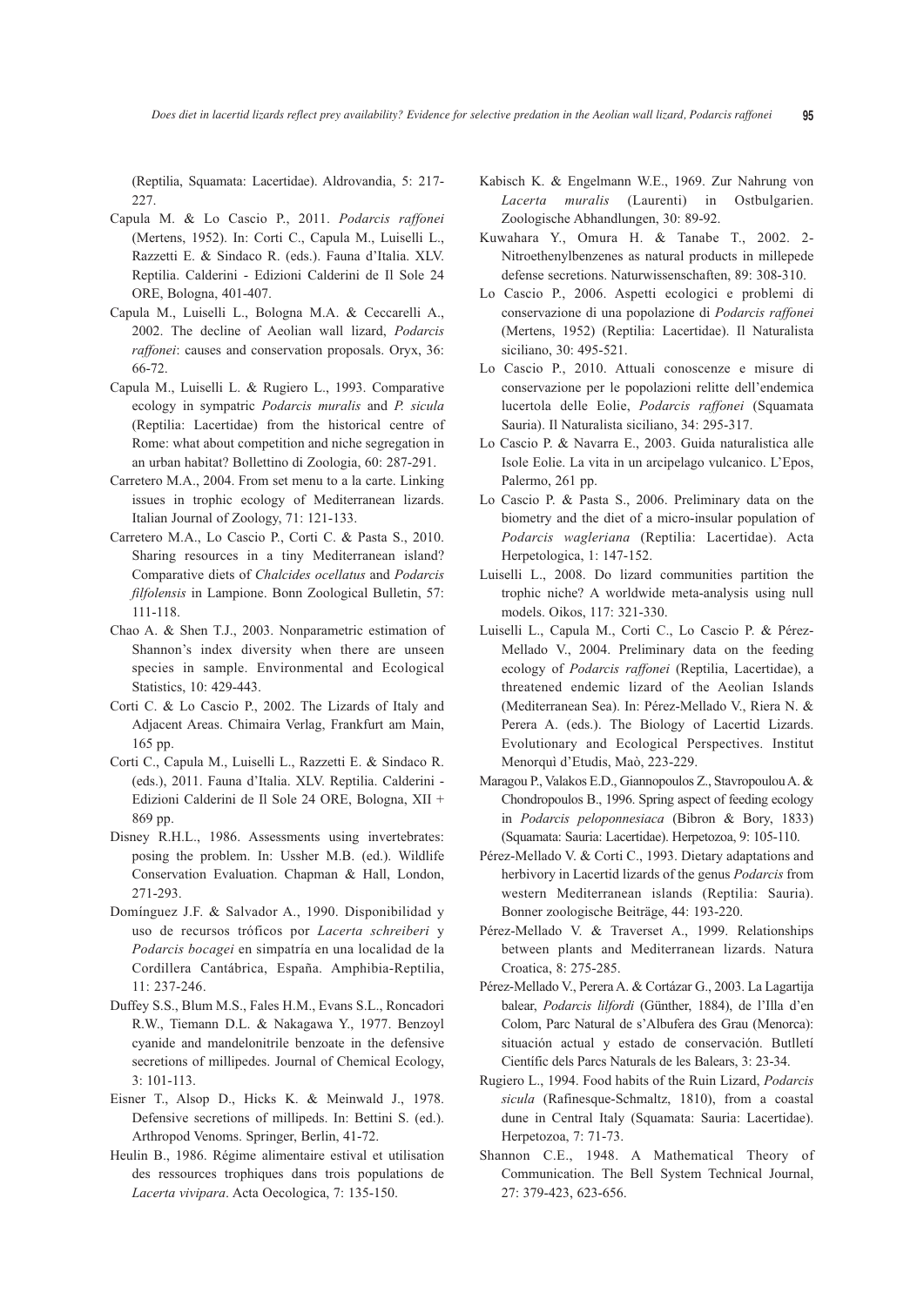(Reptilia, Squamata: Lacertidae). Aldrovandia, 5: 217-227.

Capula M. & Lo Cascio P., 2011. *Podarcis raffonei* (Mertens, 1952). In: Corti C., Capula M., Luiselli L., Razzetti E. & Sindaco R. (eds.). Fauna d'Italia. XLV. Reptilia. Calderini - Edizioni Calderini de Il Sole 24 ORE, Bologna, 401-407.

Capula M., Luiselli L., Bologna M.A. & Ceccarelli A., 2002. The decline of Aeolian wall lizard, *Podarcis raffonei*: causes and conservation proposals. Oryx, 36: 66-72.

Capula M., Luiselli L. & Rugiero L., 1993. Comparative ecology in sympatric *Podarcis muralis* and *P. sicula* (Reptilia: Lacertidae) from the historical centre of Rome: what about competition and niche segregation in an urban habitat? Bollettino di Zoologia, 60: 287-291.

Carretero M.A., 2004. From set menu to a la carte. Linking issues in trophic ecology of Mediterranean lizards. Italian Journal of Zoology, 71: 121-133.

Carretero M.A., Lo Cascio P., Corti C. & Pasta S., 2010. Sharing resources in a tiny Mediterranean island? Comparative diets of *Chalcides ocellatus* and *Podarcis filfolensis* in Lampione. Bonn Zoological Bulletin, 57: 111-118.

Chao A. & Shen T.J., 2003. Nonparametric estimation of Shannon's index diversity when there are unseen species in sample. Environmental and Ecological Statistics, 10: 429-443.

Corti C. & Lo Cascio P., 2002. The Lizards of Italy and Adjacent Areas. Chimaira Verlag, Frankfurt am Main, 165 pp.

Corti C., Capula M., Luiselli L., Razzetti E. & Sindaco R. (eds.), 2011. Fauna d'Italia. XLV. Reptilia. Calderini - Edizioni Calderini de Il Sole 24 ORE, Bologna, XII + 869 pp.

Disney R.H.L., 1986. Assessments using invertebrates: posing the problem. In: Ussher M.B. (ed.). Wildlife Conservation Evaluation. Chapman & Hall, London, 271-293.

Domínguez J.F. & Salvador A., 1990. Disponibilidad y uso de recursos tróficos por *Lacerta schreiberi* y *Podarcis bocagei* en simpatría en una localidad de la Cordillera Cantábrica, España. Amphibia-Reptilia, 11: 237-246.

Duffey S.S., Blum M.S., Fales H.M., Evans S.L., Roncadori R.W., Tiemann D.L. & Nakagawa Y., 1977. Benzoyl cyanide and mandelonitrile benzoate in the defensive secretions of millipedes. Journal of Chemical Ecology, 3: 101-113.

Eisner T., Alsop D., Hicks K. & Meinwald J., 1978. Defensive secretions of millipeds. In: Bettini S. (ed.). Arthropod Venoms. Springer, Berlin, 41-72.

Heulin B., 1986. Régime alimentaire estival et utilisation des ressources trophiques dans trois populations de *Lacerta vivipara*. Acta Oecologica, 7: 135-150.

Kabisch K. & Engelmann W.E., 1969. Zur Nahrung von *Lacerta muralis* (Laurenti) in Ostbulgarien. Zoologische Abhandlungen, 30: 89-92.

Kuwahara Y., Omura H. & Tanabe T., 2002. 2-Nitroethenylbenzenes as natural products in millepede defense secretions. Naturwissenschaften, 89: 308-310.

Lo Cascio P., 2006. Aspetti ecologici e problemi di conservazione di una popolazione di *Podarcis raffonei* (Mertens, 1952) (Reptilia: Lacertidae). Il Naturalista siciliano, 30: 495-521.

Lo Cascio P., 2010. Attuali conoscenze e misure di conservazione per le popolazioni relitte dell'endemica lucertola delle Eolie, *Podarcis raffonei* (Squamata Sauria). Il Naturalista siciliano, 34: 295-317.

Lo Cascio P. & Navarra E., 2003. Guida naturalistica alle Isole Eolie. La vita in un arcipelago vulcanico. L'Epos, Palermo, 261 pp.

Lo Cascio P. & Pasta S., 2006. Preliminary data on the biometry and the diet of a micro-insular population of *Podarcis wagleriana* (Reptilia: Lacertidae). Acta Herpetologica, 1: 147-152.

Luiselli L., 2008. Do lizard communities partition the trophic niche? A worldwide meta-analysis using null models. Oikos, 117: 321-330.

Luiselli L., Capula M., Corti C., Lo Cascio P. & Pérez-Mellado V., 2004. Preliminary data on the feeding ecology of *Podarcis raffonei* (Reptilia, Lacertidae), a threatened endemic lizard of the Aeolian Islands (Mediterranean Sea). In: Pérez-Mellado V., Riera N. & Perera A. (eds.). The Biology of Lacertid Lizards. Evolutionary and Ecological Perspectives. Institut Menorquì d'Etudis, Maò, 223-229.

Maragou P., Valakos E.D., Giannopoulos Z., Stavropoulou A. & Chondropoulos B., 1996. Spring aspect of feeding ecology in *Podarcis peloponnesiaca* (Bibron & Bory, 1833) (Squamata: Sauria: Lacertidae). Herpetozoa, 9: 105-110.

Pérez-Mellado V. & Corti C., 1993. Dietary adaptations and herbivory in Lacertid lizards of the genus *Podarcis* from western Mediterranean islands (Reptilia: Sauria). Bonner zoologische Beiträge, 44: 193-220.

Pérez-Mellado V. & Traverset A., 1999. Relationships between plants and Mediterranean lizards. Natura Croatica, 8: 275-285.

Pérez-Mellado V., Perera A. & Cortázar G., 2003. La Lagartija balear, *Podarcis lilfordi* (Günther, 1884), de l'Illa d'en Colom, Parc Natural de s'Albufera des Grau (Menorca): situación actual y estado de conservación. Butlletí Científic dels Parcs Naturals de les Balears, 3: 23-34.

Rugiero L., 1994. Food habits of the Ruin Lizard, *Podarcis sicula* (Rafinesque-Schmaltz, 1810), from a coastal dune in Central Italy (Squamata: Sauria: Lacertidae). Herpetozoa, 7: 71-73.

Shannon C.E., 1948. A Mathematical Theory of Communication. The Bell System Technical Journal, 27: 379-423, 623-656.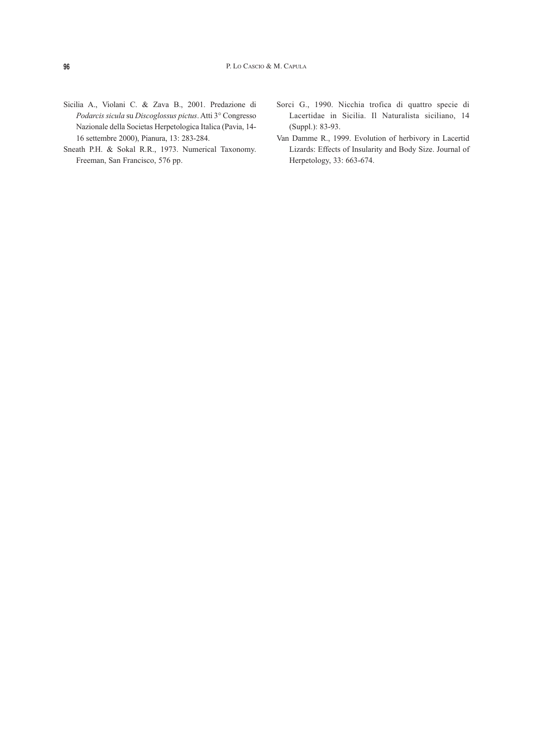Sicilia A., Violani C. & Zava B., 2001. Predazione di *Podarcis sicula* su *Discoglossus pictus*. Atti 3° Congresso Nazionale della Societas Herpetologica Italica (Pavia, 14-16 settembre 2000), Pianura, 13: 283-284.

Sneath P.H. & Sokal R.R., 1973. Numerical Taxonomy. Freeman, San Francisco, 576 pp.

Sorci G., 1990. Nicchia trofica di quattro specie di Lacertidae in Sicilia. Il Naturalista siciliano, 14 (Suppl.): 83-93.

Van Damme R., 1999. Evolution of herbivory in Lacertid Lizards: Effects of Insularity and Body Size. Journal of Herpetology, 33: 663-674.